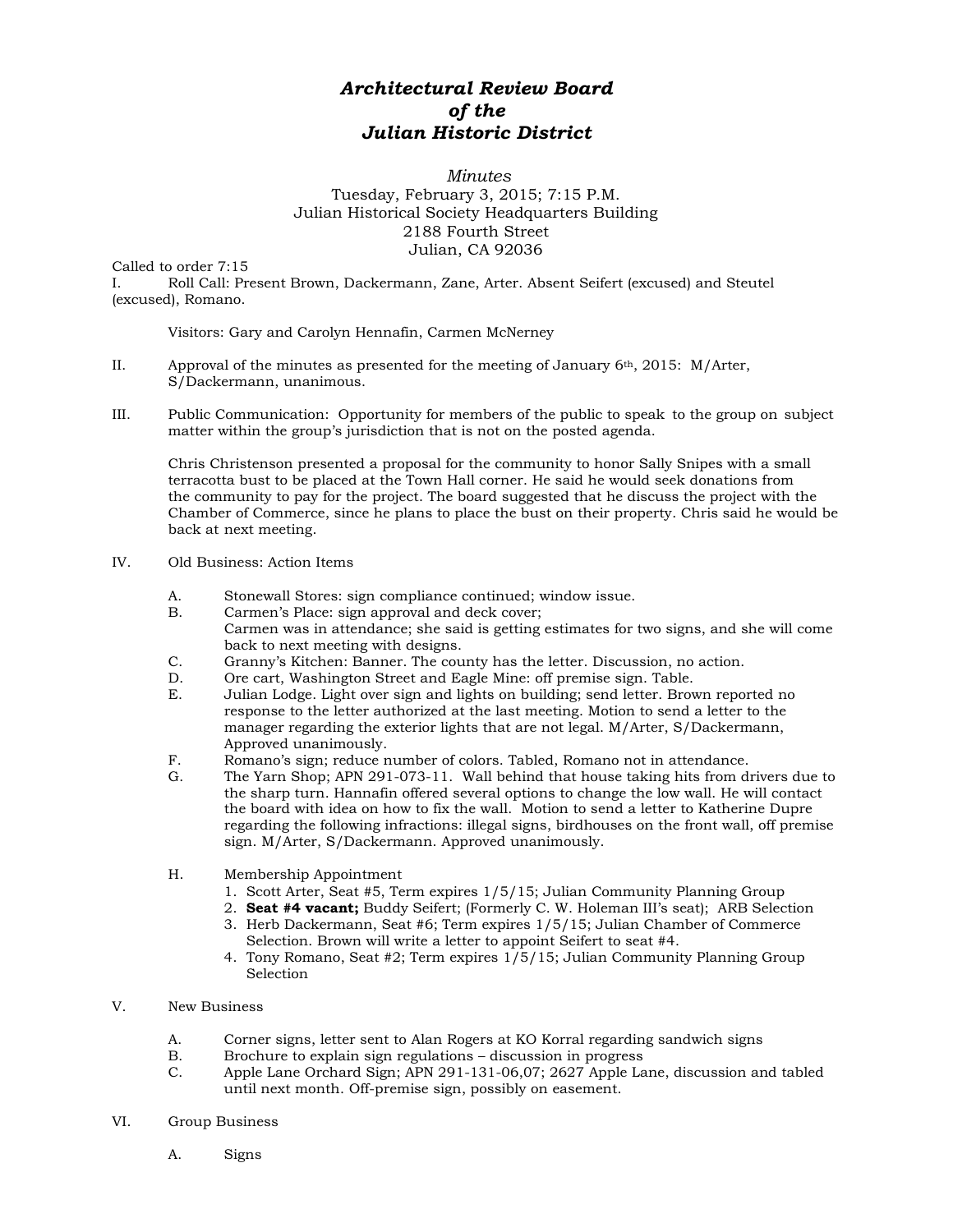# *Architectural Review Board of the Julian Historic District*

*Minutes*
Tuesday, February 3, 2015; 7:15 P.M.
Julian Historical Society Headquarters Building
2188 Fourth Street
Julian, CA 92036

Called to order 7:15

I. Roll Call: Present Brown, Dackermann, Zane, Arter. Absent Seifert (excused) and Steutel (excused), Romano.

Visitors: Gary and Carolyn Hennafin, Carmen McNerney

II. Approval of the minutes as presented for the meeting of January 6th, 2015: M/Arter, S/Dackermann, unanimous.

III. Public Communication: Opportunity for members of the public to speak to the group on subject matter within the group's jurisdiction that is not on the posted agenda.

Chris Christenson presented a proposal for the community to honor Sally Snipes with a small terracotta bust to be placed at the Town Hall corner. He said he would seek donations from the community to pay for the project. The board suggested that he discuss the project with the Chamber of Commerce, since he plans to place the bust on their property. Chris said he would be back at next meeting.

IV. Old Business: Action Items

A. Stonewall Stores: sign compliance continued; window issue.

B. Carmen's Place: sign approval and deck cover;
Carmen was in attendance; she said is getting estimates for two signs, and she will come back to next meeting with designs.

C. Granny's Kitchen: Banner. The county has the letter. Discussion, no action.

D. Ore cart, Washington Street and Eagle Mine: off premise sign. Table.

E. Julian Lodge. Light over sign and lights on building; send letter. Brown reported no response to the letter authorized at the last meeting. Motion to send a letter to the manager regarding the exterior lights that are not legal. M/Arter, S/Dackermann, Approved unanimously.

F. Romano's sign; reduce number of colors. Tabled, Romano not in attendance.

G. The Yarn Shop; APN 291-073-11. Wall behind that house taking hits from drivers due to the sharp turn. Hannafin offered several options to change the low wall. He will contact the board with idea on how to fix the wall. Motion to send a letter to Katherine Dupre regarding the following infractions: illegal signs, birdhouses on the front wall, off premise sign. M/Arter, S/Dackermann. Approved unanimously.

H. Membership Appointment

1. Scott Arter, Seat #5, Term expires 1/5/15; Julian Community Planning Group
2. **Seat #4 vacant;** Buddy Seifert; (Formerly C. W. Holeman III's seat); ARB Selection
3. Herb Dackermann, Seat #6; Term expires 1/5/15; Julian Chamber of Commerce Selection. Brown will write a letter to appoint Seifert to seat #4.
4. Tony Romano, Seat #2; Term expires 1/5/15; Julian Community Planning Group Selection

V. New Business

A. Corner signs, letter sent to Alan Rogers at KO Korral regarding sandwich signs

B. Brochure to explain sign regulations – discussion in progress

C. Apple Lane Orchard Sign; APN 291-131-06,07; 2627 Apple Lane, discussion and tabled until next month. Off-premise sign, possibly on easement.

VI. Group Business

A. Signs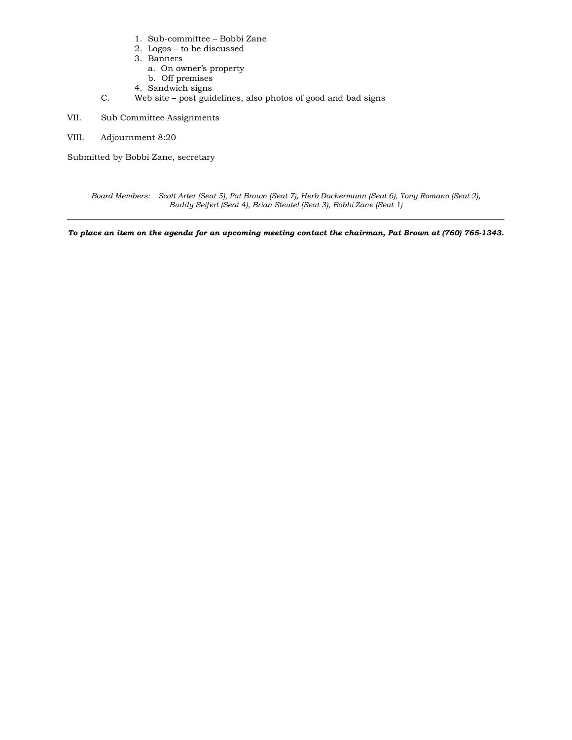1. Sub-committee – Bobbi Zane
2. Logos – to be discussed
3. Banners
   a. On owner's property
   b. Off premises
4. Sandwich signs

C. Web site – post guidelines, also photos of good and bad signs

VII. Sub Committee Assignments

VIII. Adjournment 8:20

Submitted by Bobbi Zane, secretary

*Board Members: Scott Arter (Seat 5), Pat Brown (Seat 7), Herb Dackermann (Seat 6), Tony Romano (Seat 2), Buddy Seifert (Seat 4), Brian Steutel (Seat 3), Bobbi Zane (Seat 1)*

---

***To place an item on the agenda for an upcoming meeting contact the chairman, Pat Brown at (760) 765-1343.***